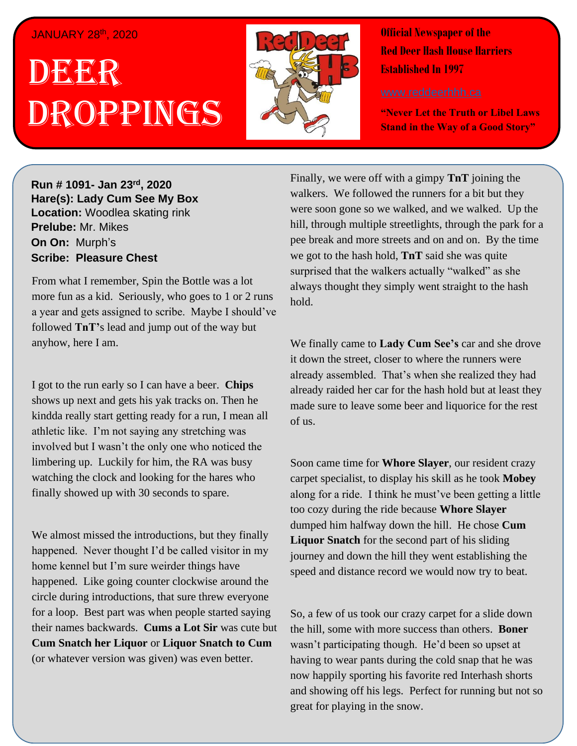JANUARY 28th, 2020

# DEER DROPPINGS

**Official Newspaper of the Red Deer Hash House Harriers Established In 1997**

www.reddeerhhh.ca

**"Never Let the Truth or Libel Laws Stand in the Way of a Good Story"**

**Run # 1091- Jan 23rd, 2020**
**Hare(s): Lady Cum See My Box**
**Location:** Woodlea skating rink
**Prelube:** Mr. Mikes
**On On:** Murph's
**Scribe: Pleasure Chest**

From what I remember, Spin the Bottle was a lot more fun as a kid. Seriously, who goes to 1 or 2 runs a year and gets assigned to scribe. Maybe I should've followed **TnT**'s lead and jump out of the way but anyhow, here I am.

I got to the run early so I can have a beer. **Chips** shows up next and gets his yak tracks on. Then he kindda really start getting ready for a run, I mean all athletic like. I'm not saying any stretching was involved but I wasn't the only one who noticed the limbering up. Luckily for him, the RA was busy watching the clock and looking for the hares who finally showed up with 30 seconds to spare.

We almost missed the introductions, but they finally happened. Never thought I'd be called visitor in my home kennel but I'm sure weirder things have happened. Like going counter clockwise around the circle during introductions, that sure threw everyone for a loop. Best part was when people started saying their names backwards. **Cums a Lot Sir** was cute but **Cum Snatch her Liquor** or **Liquor Snatch to Cum** (or whatever version was given) was even better.

Finally, we were off with a gimpy **TnT** joining the walkers. We followed the runners for a bit but they were soon gone so we walked, and we walked. Up the hill, through multiple streetlights, through the park for a pee break and more streets and on and on. By the time we got to the hash hold, **TnT** said she was quite surprised that the walkers actually "walked" as she always thought they simply went straight to the hash hold.

We finally came to **Lady Cum See's** car and she drove it down the street, closer to where the runners were already assembled. That's when she realized they had already raided her car for the hash hold but at least they made sure to leave some beer and liquorice for the rest of us.

Soon came time for **Whore Slayer**, our resident crazy carpet specialist, to display his skill as he took **Mobey** along for a ride. I think he must've been getting a little too cozy during the ride because **Whore Slayer** dumped him halfway down the hill. He chose **Cum Liquor Snatch** for the second part of his sliding journey and down the hill they went establishing the speed and distance record we would now try to beat.

So, a few of us took our crazy carpet for a slide down the hill, some with more success than others. **Boner** wasn't participating though. He'd been so upset at having to wear pants during the cold snap that he was now happily sporting his favorite red Interhash shorts and showing off his legs. Perfect for running but not so great for playing in the snow.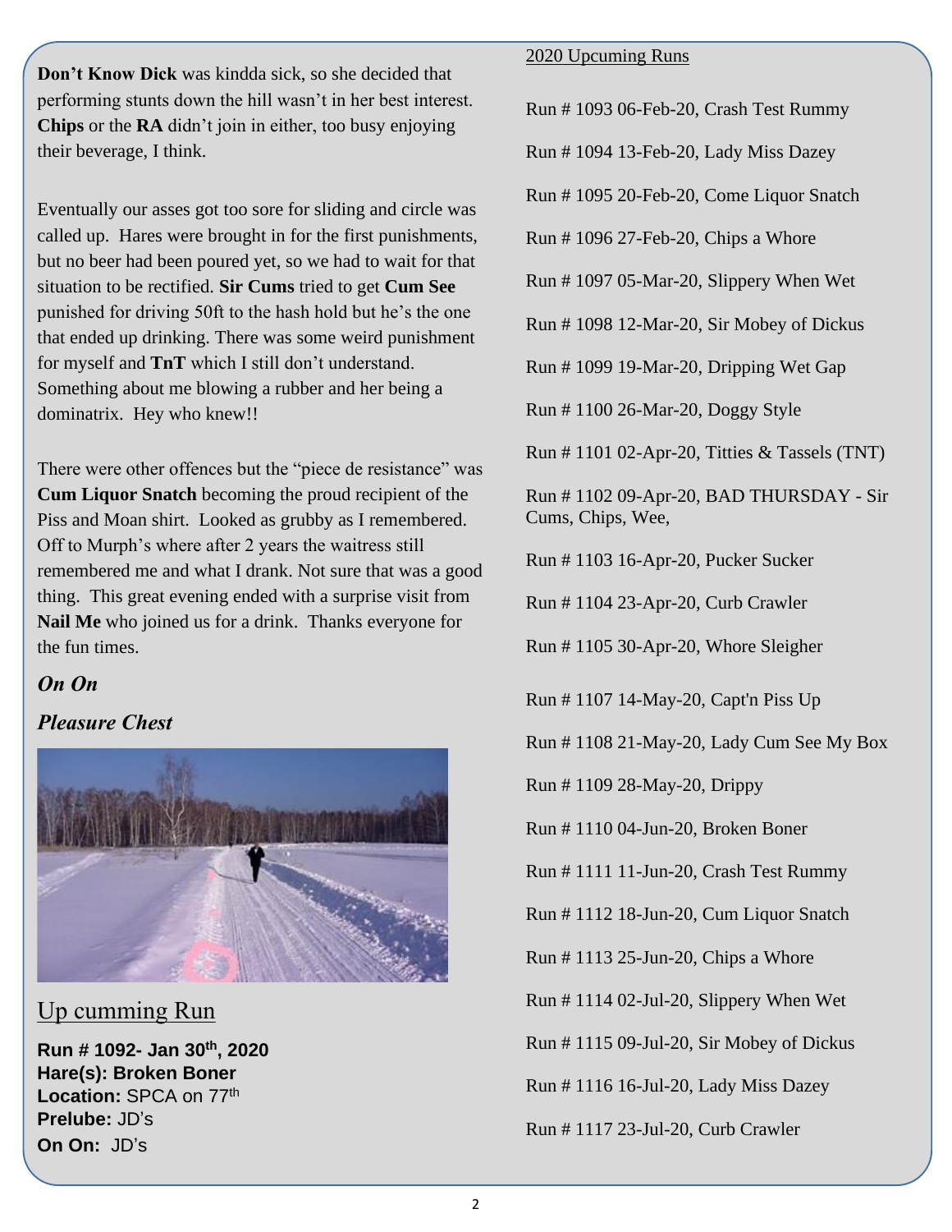**Don't Know Dick** was kindda sick, so she decided that performing stunts down the hill wasn't in her best interest. **Chips** or the **RA** didn't join in either, too busy enjoying their beverage, I think.

Eventually our asses got too sore for sliding and circle was called up. Hares were brought in for the first punishments, but no beer had been poured yet, so we had to wait for that situation to be rectified. **Sir Cums** tried to get **Cum See** punished for driving 50ft to the hash hold but he's the one that ended up drinking. There was some weird punishment for myself and **TnT** which I still don't understand. Something about me blowing a rubber and her being a dominatrix. Hey who knew!!

There were other offences but the "piece de resistance" was **Cum Liquor Snatch** becoming the proud recipient of the Piss and Moan shirt. Looked as grubby as I remembered. Off to Murph's where after 2 years the waitress still remembered me and what I drank. Not sure that was a good thing. This great evening ended with a surprise visit from **Nail Me** who joined us for a drink. Thanks everyone for the fun times.

***On On***

***Pleasure Chest***

## Up cumming Run

**Run # 1092- Jan 30th, 2020**
**Hare(s): Broken Boner**
**Location:** SPCA on 77th
**Prelube:** JD's
**On On:** JD's

2020 Upcuming Runs

Run # 1093 06-Feb-20, Crash Test Rummy

Run # 1094 13-Feb-20, Lady Miss Dazey

Run # 1095 20-Feb-20, Come Liquor Snatch

Run # 1096 27-Feb-20, Chips a Whore

Run # 1097 05-Mar-20, Slippery When Wet

Run # 1098 12-Mar-20, Sir Mobey of Dickus

Run # 1099 19-Mar-20, Dripping Wet Gap

Run # 1100 26-Mar-20, Doggy Style

Run # 1101 02-Apr-20, Titties & Tassels (TNT)

Run # 1102 09-Apr-20, BAD THURSDAY - Sir Cums, Chips, Wee,

Run # 1103 16-Apr-20, Pucker Sucker

Run # 1104 23-Apr-20, Curb Crawler

Run # 1105 30-Apr-20, Whore Sleigher

Run # 1107 14-May-20, Capt'n Piss Up

Run # 1108 21-May-20, Lady Cum See My Box

Run # 1109 28-May-20, Drippy

Run # 1110 04-Jun-20, Broken Boner

Run # 1111 11-Jun-20, Crash Test Rummy

Run # 1112 18-Jun-20, Cum Liquor Snatch

Run # 1113 25-Jun-20, Chips a Whore

Run # 1114 02-Jul-20, Slippery When Wet

Run # 1115 09-Jul-20, Sir Mobey of Dickus

Run # 1116 16-Jul-20, Lady Miss Dazey

Run # 1117 23-Jul-20, Curb Crawler